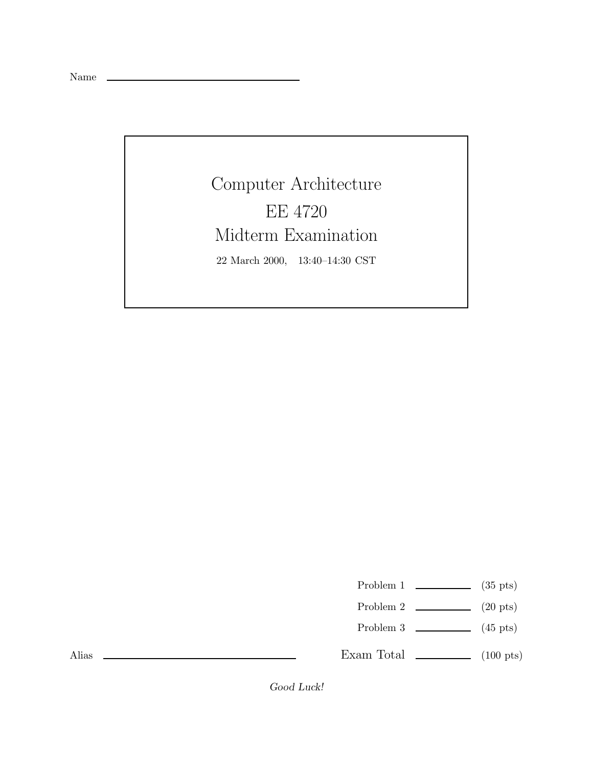Name ____________________

# Computer Architecture

## EE 4720

## Midterm Examination

22 March 2000, 13:40–14:30 CST

| | | |
|---|---|---|
| Problem 1 | ______ | (35 pts) |
| Problem 2 | ______ | (20 pts) |
| Problem 3 | ______ | (45 pts) |
| Exam Total | ______ | (100 pts) |

Alias ____________________

*Good Luck!*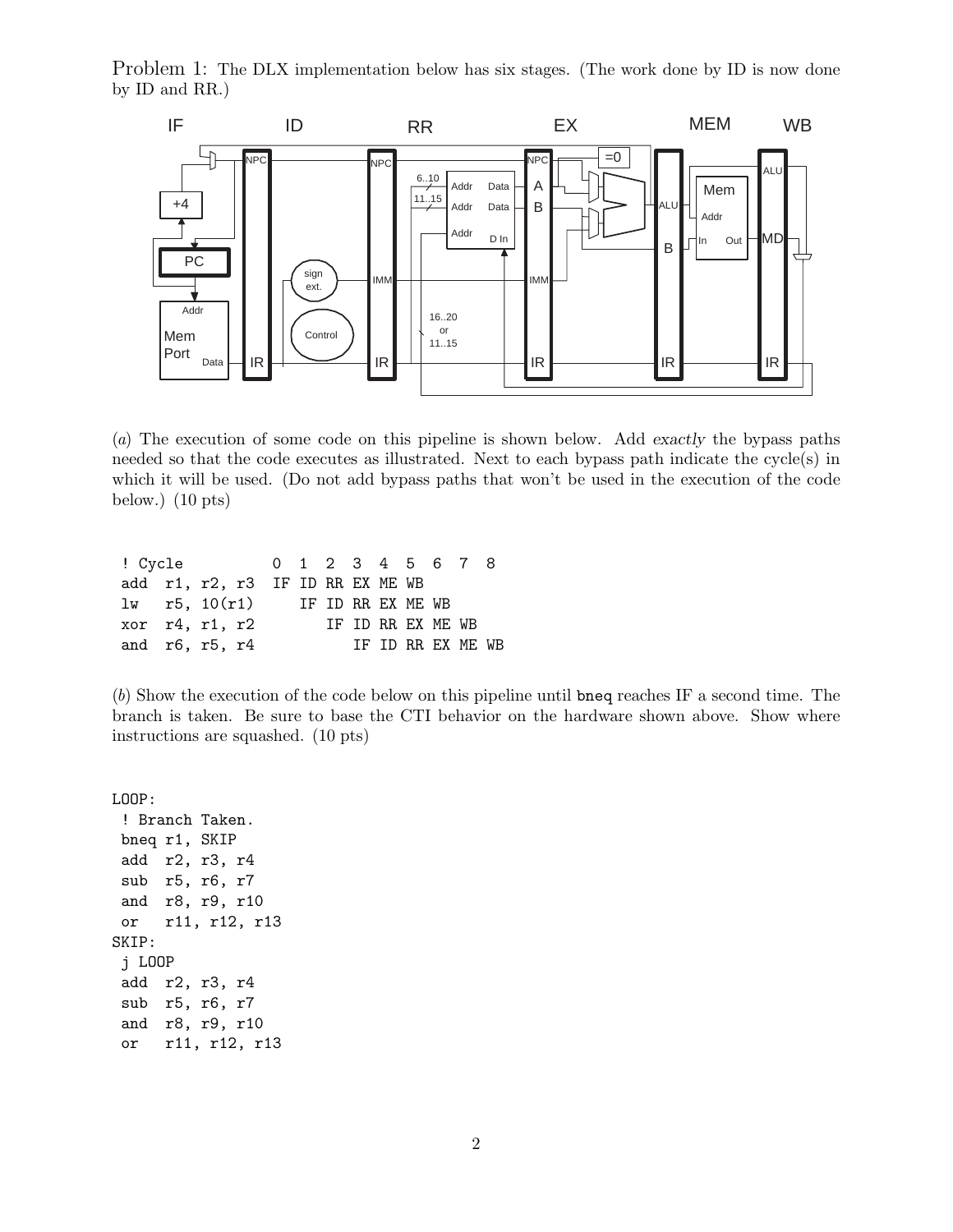Problem 1: The DLX implementation below has six stages. (The work done by ID is now done by ID and RR.)

(*a*) The execution of some code on this pipeline is shown below. Add *exactly* the bypass paths needed so that the code executes as illustrated. Next to each bypass path indicate the cycle(s) in which it will be used. (Do not add bypass paths that won't be used in the execution of the code below.) (10 pts)

```
 ! Cycle          0  1  2  3  4  5  6  7  8
 add  r1, r2, r3  IF ID RR EX ME WB
 lw   r5, 10(r1)     IF ID RR EX ME WB
 xor  r4, r1, r2        IF ID RR EX ME WB
 and  r6, r5, r4           IF ID RR EX ME WB
```

(*b*) Show the execution of the code below on this pipeline until `bneq` reaches IF a second time. The branch is taken. Be sure to base the CTI behavior on the hardware shown above. Show where instructions are squashed. (10 pts)

```
LOOP:
 ! Branch Taken.
 bneq r1, SKIP
 add  r2, r3, r4
 sub  r5, r6, r7
 and  r8, r9, r10
 or   r11, r12, r13
SKIP:
 j LOOP
 add  r2, r3, r4
 sub  r5, r6, r7
 and  r8, r9, r10
 or   r11, r12, r13
```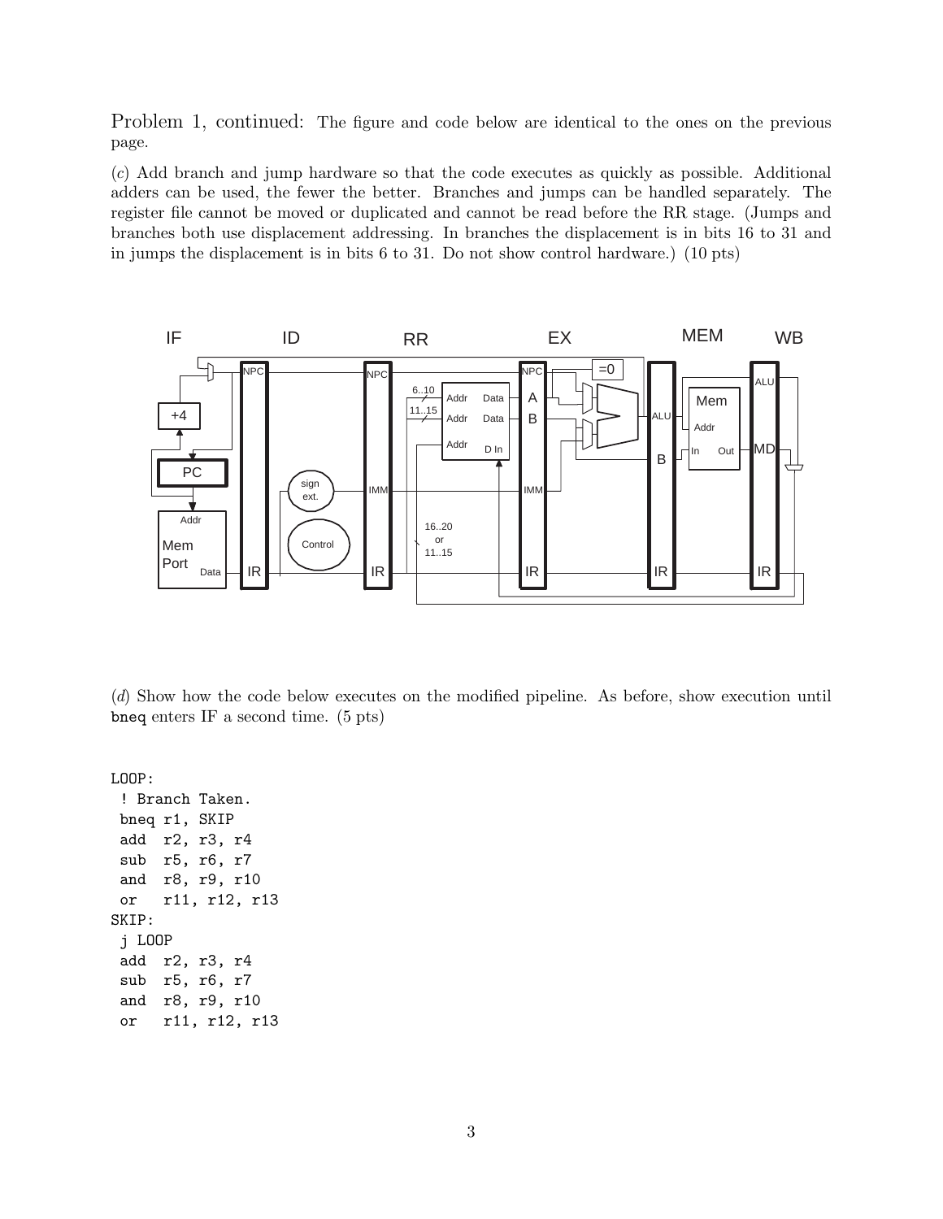Problem 1, continued: The figure and code below are identical to the ones on the previous page.

(*c*) Add branch and jump hardware so that the code executes as quickly as possible. Additional adders can be used, the fewer the better. Branches and jumps can be handled separately. The register file cannot be moved or duplicated and cannot be read before the RR stage. (Jumps and branches both use displacement addressing. In branches the displacement is in bits 16 to 31 and in jumps the displacement is in bits 6 to 31. Do not show control hardware.) (10 pts)

(*d*) Show how the code below executes on the modified pipeline. As before, show execution until `bneq` enters IF a second time. (5 pts)

```
LOOP:
 ! Branch Taken.
 bneq r1, SKIP
 add  r2, r3, r4
 sub  r5, r6, r7
 and  r8, r9, r10
 or   r11, r12, r13
SKIP:
 j LOOP
 add  r2, r3, r4
 sub  r5, r6, r7
 and  r8, r9, r10
 or   r11, r12, r13
```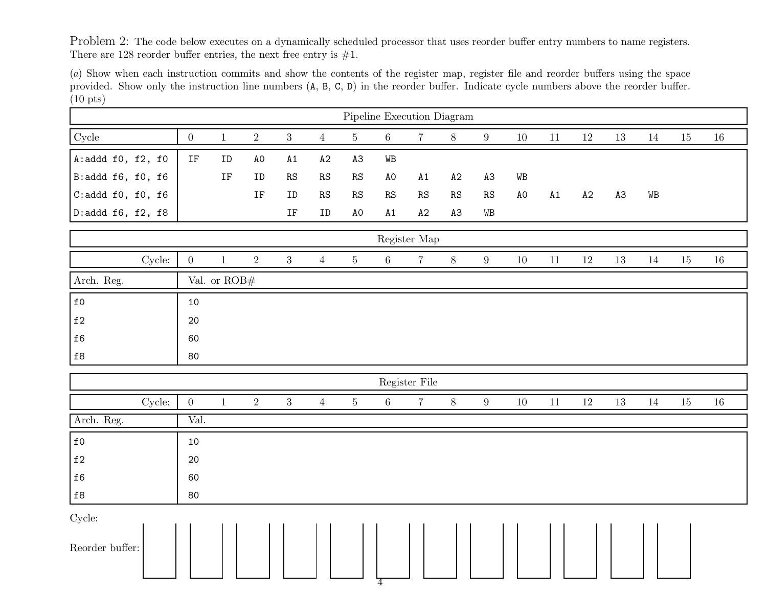Problem 2: The code below executes on a dynamically scheduled processor that uses reorder buffer entry numbers to name registers. There are 128 reorder buffer entries, the next free entry is #1.

(*a*) Show when each instruction commits and show the contents of the register map, register file and reorder buffers using the space provided. Show only the instruction line numbers (`A`, `B`, `C`, `D`) in the reorder buffer. Indicate cycle numbers above the reorder buffer. (10 pts)

**Pipeline Execution Diagram**

| Cycle | 0 | 1 | 2 | 3 | 4 | 5 | 6 | 7 | 8 | 9 | 10 | 11 | 12 | 13 | 14 | 15 | 16 |
|---|---|---|---|---|---|---|---|---|---|---|---|---|---|---|---|---|---|
| `A:addd f0, f2, f0` | IF | ID | A0 | A1 | A2 | A3 | WB | | | | | | | | | | |
| `B:addd f6, f0, f6` | | IF | ID | RS | RS | RS | A0 | A1 | A2 | A3 | WB | | | | | | |
| `C:addd f0, f0, f6` | | | IF | ID | RS | RS | RS | RS | RS | RS | A0 | A1 | A2 | A3 | WB | | |
| `D:addd f6, f2, f8` | | | | IF | ID | A0 | A1 | A2 | A3 | WB | | | | | | | |

**Register Map**

| Cycle: | 0 | 1 | 2 | 3 | 4 | 5 | 6 | 7 | 8 | 9 | 10 | 11 | 12 | 13 | 14 | 15 | 16 |
|---|---|---|---|---|---|---|---|---|---|---|---|---|---|---|---|---|---|
| **Arch. Reg.** | **Val. or ROB#** | | | | | | | | | | | | | | | | |
| f0 | 10 | | | | | | | | | | | | | | | | |
| f2 | 20 | | | | | | | | | | | | | | | | |
| f6 | 60 | | | | | | | | | | | | | | | | |
| f8 | 80 | | | | | | | | | | | | | | | | |

**Register File**

| Cycle: | 0 | 1 | 2 | 3 | 4 | 5 | 6 | 7 | 8 | 9 | 10 | 11 | 12 | 13 | 14 | 15 | 16 |
|---|---|---|---|---|---|---|---|---|---|---|---|---|---|---|---|---|---|
| **Arch. Reg.** | **Val.** | | | | | | | | | | | | | | | | |
| f0 | 10 | | | | | | | | | | | | | | | | |
| f2 | 20 | | | | | | | | | | | | | | | | |
| f6 | 60 | | | | | | | | | | | | | | | | |
| f8 | 80 | | | | | | | | | | | | | | | | |

Cycle:

Reorder buffer: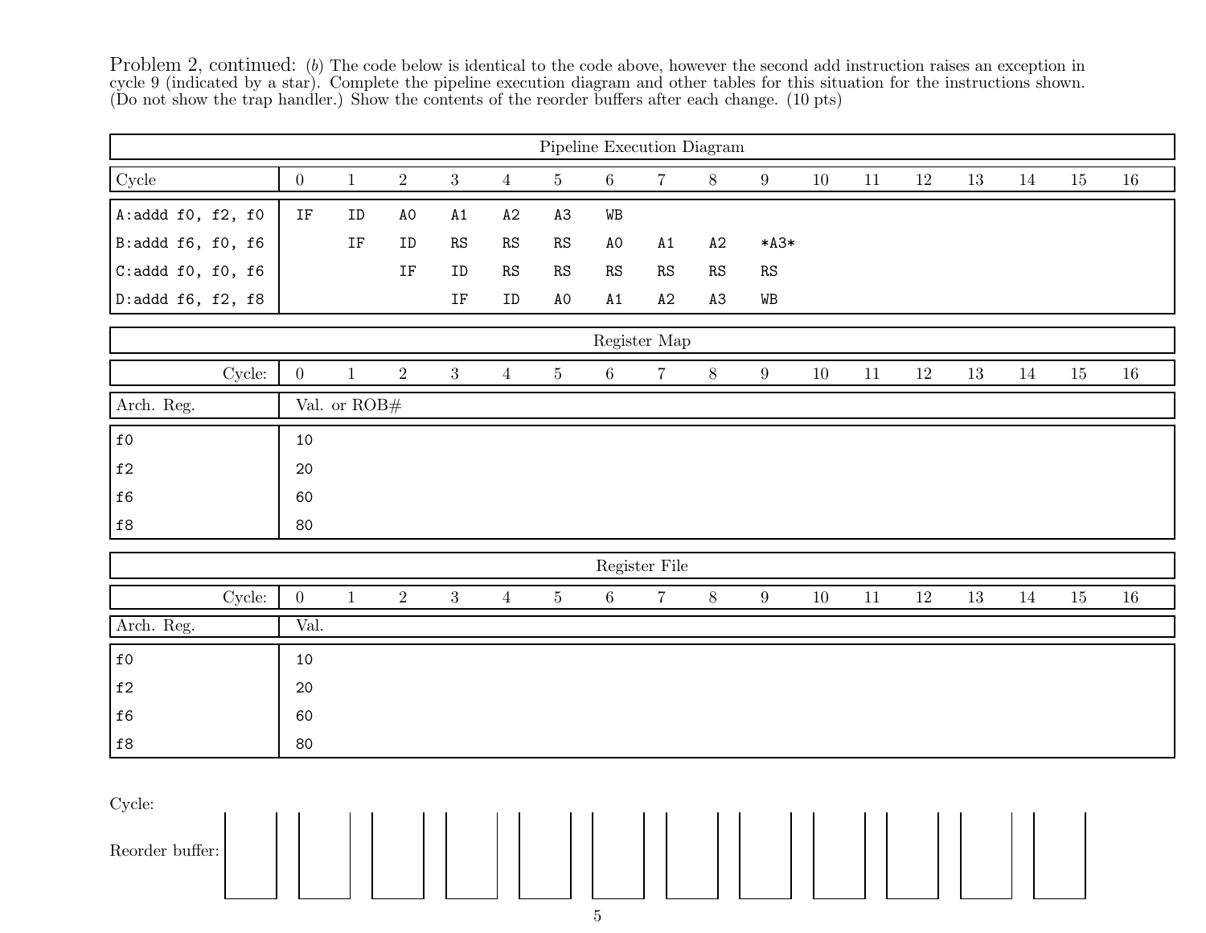Problem 2, continued: (*b*) The code below is identical to the code above, however the second add instruction raises an exception in cycle 9 (indicated by a star). Complete the pipeline execution diagram and other tables for this situation for the instructions shown. (Do not show the trap handler.) Show the contents of the reorder buffers after each change. (10 pts)

| Pipeline Execution Diagram | | | | | | | | | | | | | | | | | |
|---|---|---|---|---|---|---|---|---|---|---|---|---|---|---|---|---|---|
| Cycle | 0 | 1 | 2 | 3 | 4 | 5 | 6 | 7 | 8 | 9 | 10 | 11 | 12 | 13 | 14 | 15 | 16 |
| A:addd f0, f2, f0 | IF | ID | A0 | A1 | A2 | A3 | WB | | | | | | | | | | |
| B:addd f6, f0, f6 | | IF | ID | RS | RS | RS | A0 | A1 | A2 | *A3* | | | | | | | |
| C:addd f0, f0, f6 | | | IF | ID | RS | RS | RS | RS | RS | RS | | | | | | | |
| D:addd f6, f2, f8 | | | | IF | ID | A0 | A1 | A2 | A3 | WB | | | | | | | |

| Register Map | | | | | | | | | | | | | | | | | |
|---|---|---|---|---|---|---|---|---|---|---|---|---|---|---|---|---|---|
| Cycle: | 0 | 1 | 2 | 3 | 4 | 5 | 6 | 7 | 8 | 9 | 10 | 11 | 12 | 13 | 14 | 15 | 16 |
| Arch. Reg. | Val. or ROB# | | | | | | | | | | | | | | | | |
| f0 | 10 | | | | | | | | | | | | | | | | |
| f2 | 20 | | | | | | | | | | | | | | | | |
| f6 | 60 | | | | | | | | | | | | | | | | |
| f8 | 80 | | | | | | | | | | | | | | | | |

| Register File | | | | | | | | | | | | | | | | | |
|---|---|---|---|---|---|---|---|---|---|---|---|---|---|---|---|---|---|
| Cycle: | 0 | 1 | 2 | 3 | 4 | 5 | 6 | 7 | 8 | 9 | 10 | 11 | 12 | 13 | 14 | 15 | 16 |
| Arch. Reg. | Val. | | | | | | | | | | | | | | | | |
| f0 | 10 | | | | | | | | | | | | | | | | |
| f2 | 20 | | | | | | | | | | | | | | | | |
| f6 | 60 | | | | | | | | | | | | | | | | |
| f8 | 80 | | | | | | | | | | | | | | | | |

Cycle:

Reorder buffer: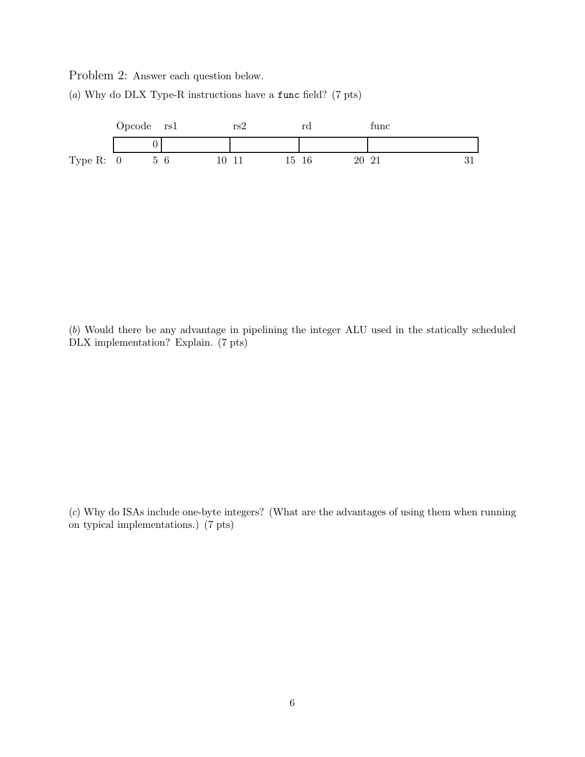Problem 2: Answer each question below.

(*a*) Why do DLX Type-R instructions have a `func` field? (7 pts)

| | Opcode | rs1 | rs2 | rd | func |
|---|---|---|---|---|---|
| | 0 | | | | |
| Type R: | 0 &nbsp;&nbsp; 5 | 6 &nbsp;&nbsp; 10 | 11 &nbsp;&nbsp; 15 | 16 &nbsp;&nbsp; 20 | 21 &nbsp;&nbsp; 31 |

(*b*) Would there be any advantage in pipelining the integer ALU used in the statically scheduled DLX implementation? Explain. (7 pts)

(*c*) Why do ISAs include one-byte integers? (What are the advantages of using them when running on typical implementations.) (7 pts)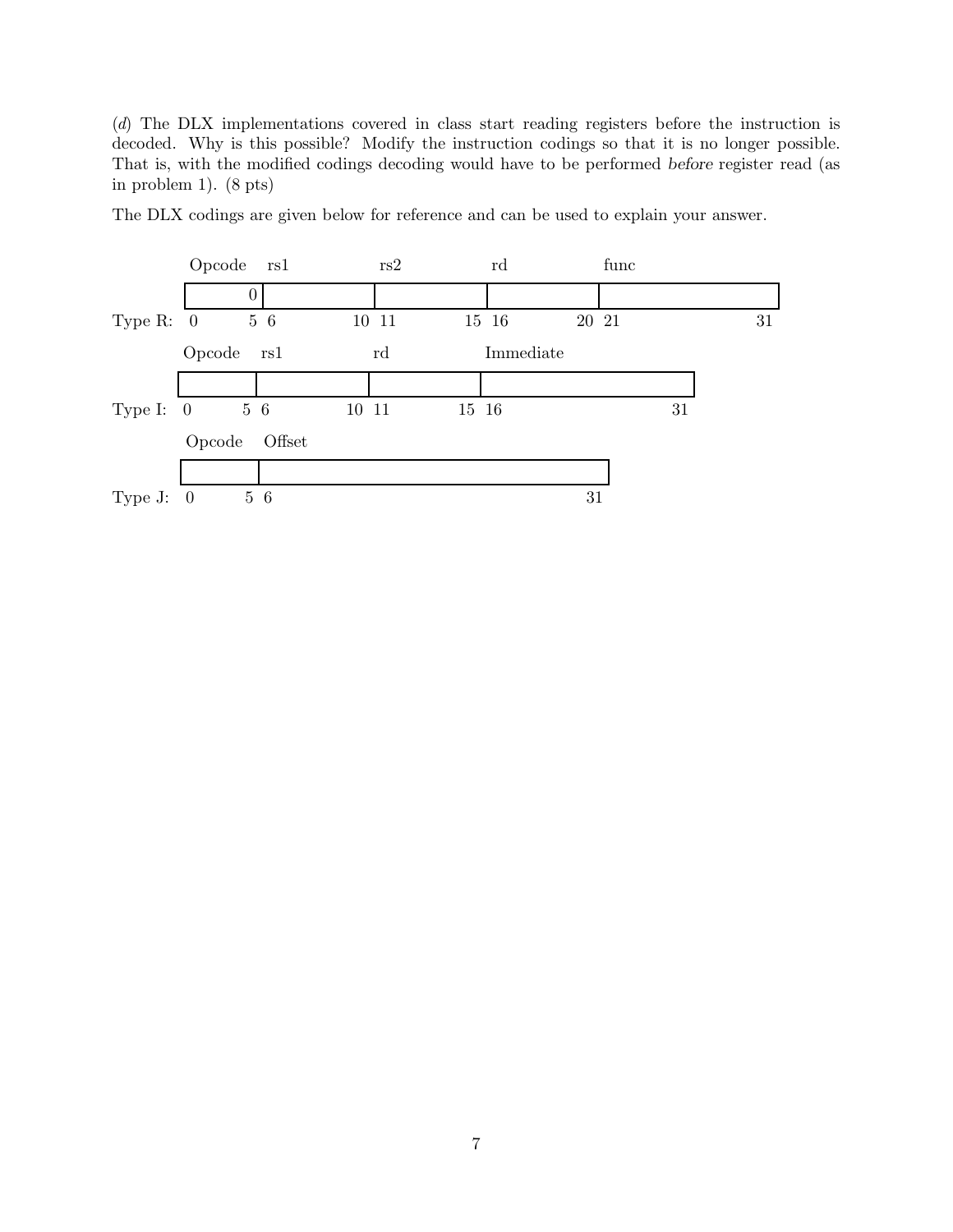(*d*) The DLX implementations covered in class start reading registers before the instruction is decoded. Why is this possible? Modify the instruction codings so that it is no longer possible. That is, with the modified codings decoding would have to be performed *before* register read (as in problem 1). (8 pts)

The DLX codings are given below for reference and can be used to explain your answer.

**Type R:**

| Opcode | rs1 | rs2 | rd | func |
|---|---|---|---|---|
| 0 | | | | |
| 0–5 | 6–10 | 11–15 | 16–20 | 21–31 |

**Type I:**

| Opcode | rs1 | rd | Immediate |
|---|---|---|---|
| 0–5 | 6–10 | 11–15 | 16–31 |

**Type J:**

| Opcode | Offset |
|---|---|
| 0–5 | 6–31 |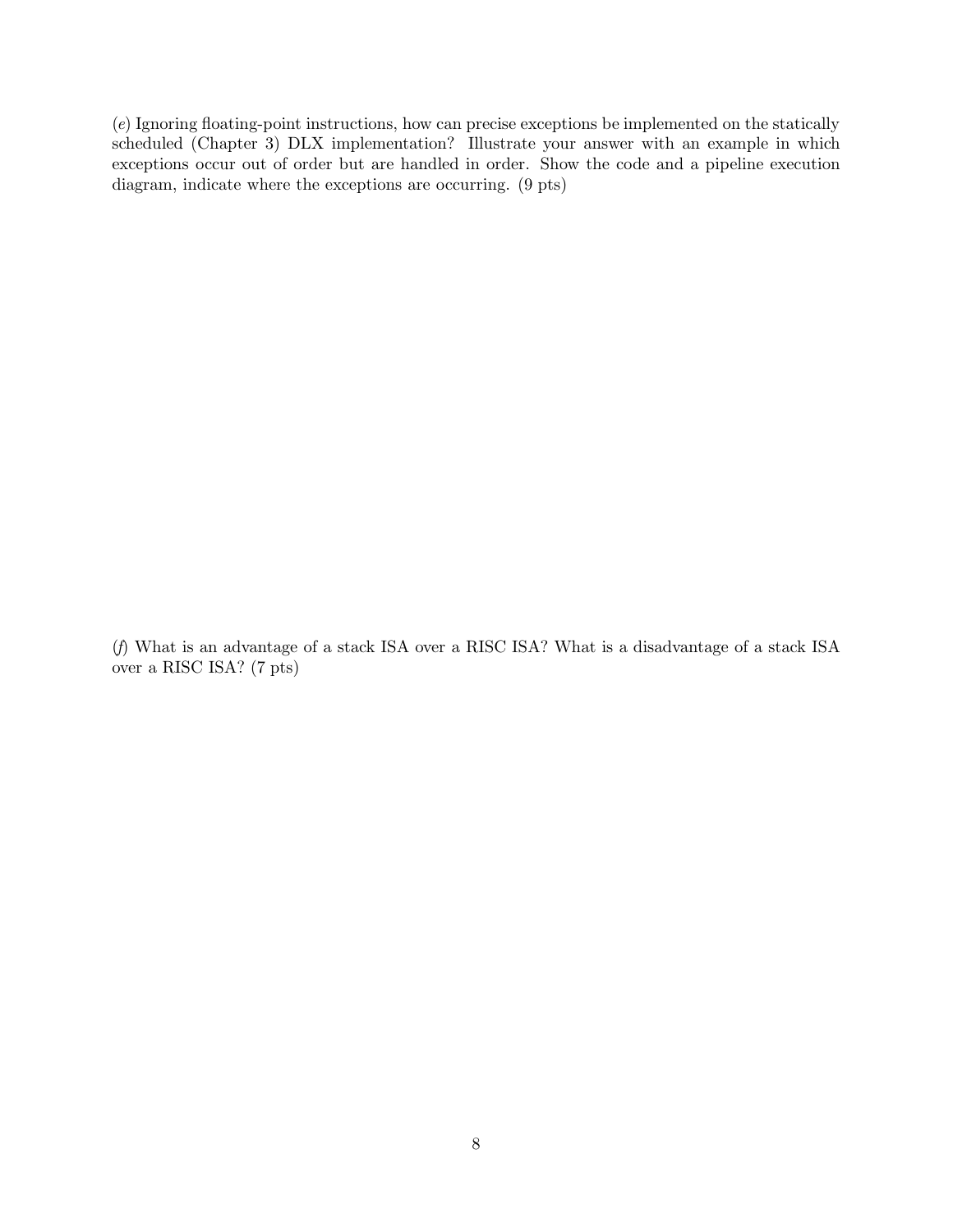(*e*) Ignoring floating-point instructions, how can precise exceptions be implemented on the statically scheduled (Chapter 3) DLX implementation? Illustrate your answer with an example in which exceptions occur out of order but are handled in order. Show the code and a pipeline execution diagram, indicate where the exceptions are occurring. (9 pts)

(*f*) What is an advantage of a stack ISA over a RISC ISA? What is a disadvantage of a stack ISA over a RISC ISA? (7 pts)